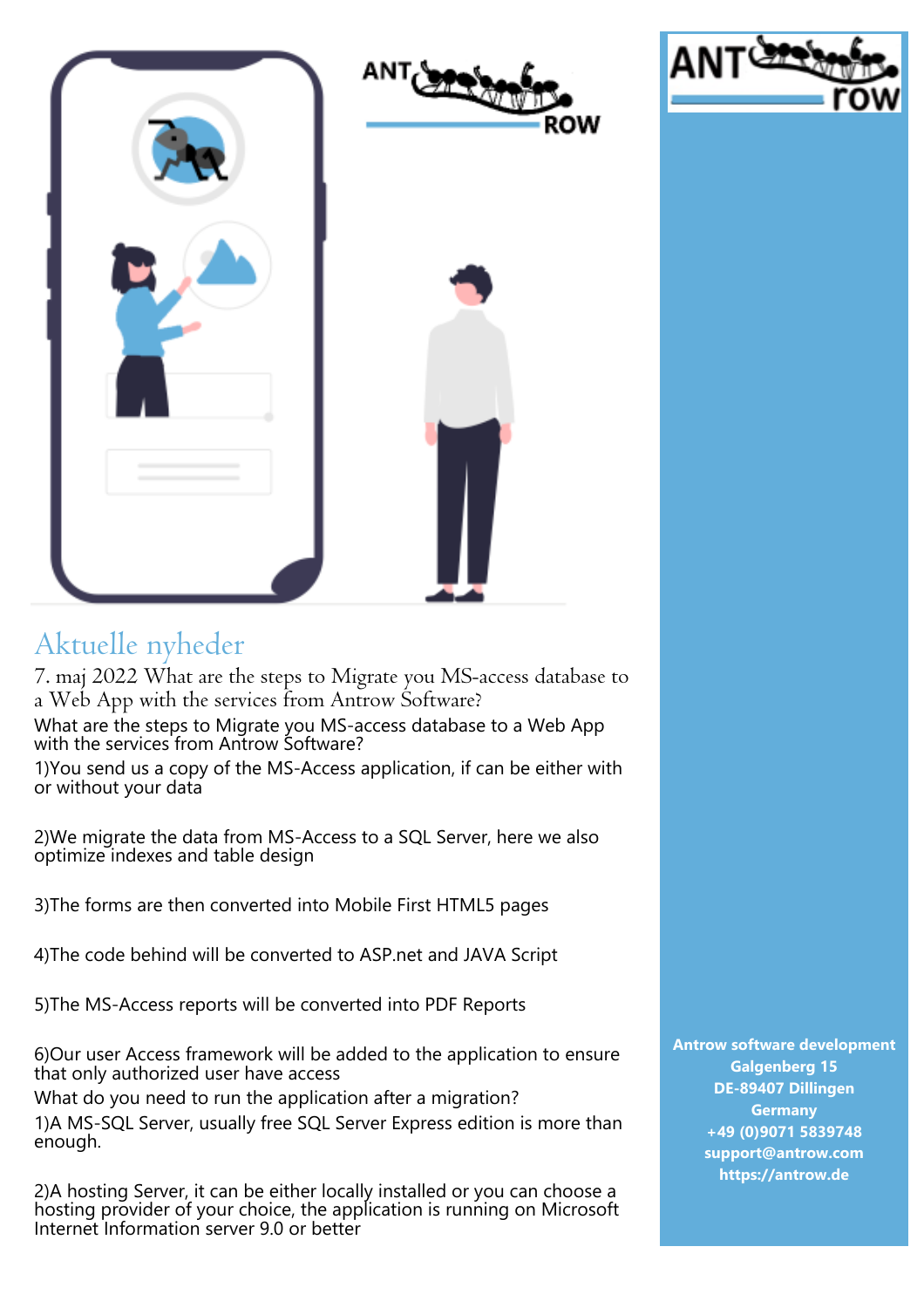# Aktuelle nyheder

7. maj 2022 What are the steps to Migrate you MS-access database to a Web App with the services from Antrow Software?

What are the steps to Migrate you MS-access database to a Web App with the services from Antrow Software?

1)You send us a copy of the MS-Access application, if can be either with or without your data

2)We migrate the data from MS-Access to a SQL Server, here we also optimize indexes and table design

3)The forms are then converted into Mobile First HTML5 pages

4)The code behind will be converted to ASP.net and JAVA Script

5)The MS-Access reports will be converted into PDF Reports

6)Our user Access framework will be added to the application to ensure that only authorized user have access

What do you need to run the application after a migration?

1)A MS-SQL Server, usually free SQL Server Express edition is more than enough.

2)A hosting Server, it can be either locally installed or you can choose a hosting provider of your choice, the application is running on Microsoft Internet Information server 9.0 or better

**Antrow software development**
**Galgenberg 15**
**DE-89407 Dillingen**
**Germany**
**+49 (0)9071 5839748**
**support@antrow.com**
**https://antrow.de**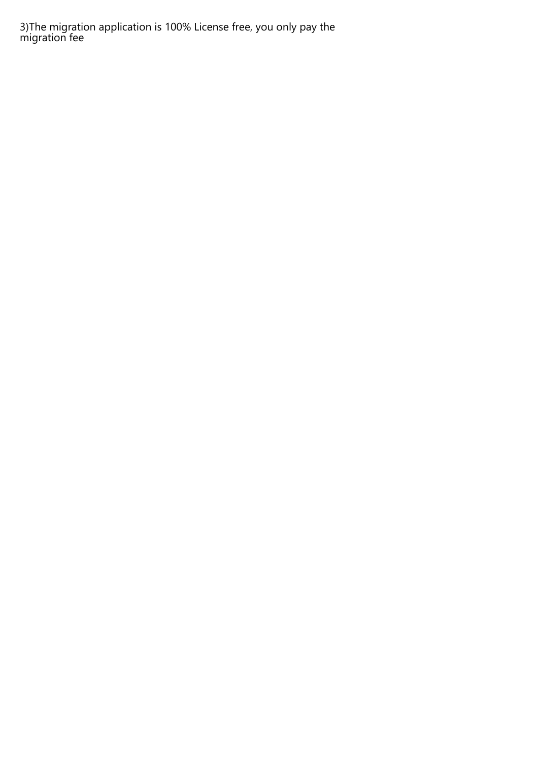3)The migration application is 100% License free, you only pay the migration fee